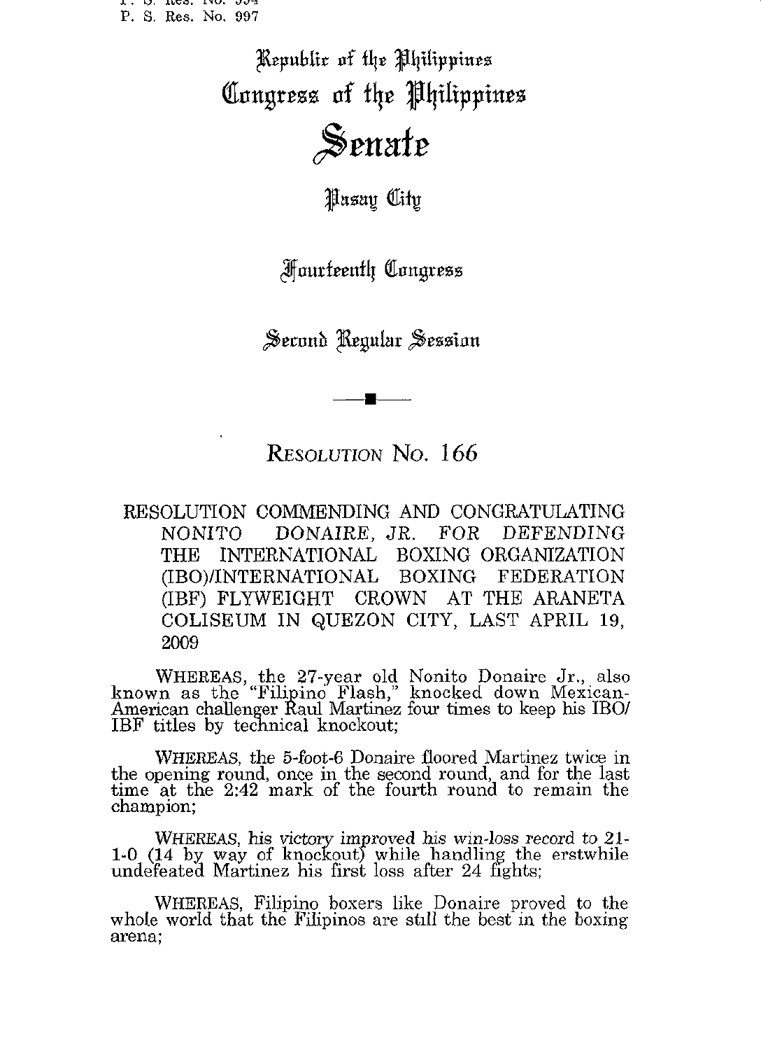P. S. Res. No. 994
P. S. Res. No. 997

Republic of the Philippines
Congress of the Philippines
# Senate

Pasay City

Fourteenth Congress

Second Regular Session

## RESOLUTION No. 166

RESOLUTION COMMENDING AND CONGRATULATING NONITO DONAIRE, JR. FOR DEFENDING THE INTERNATIONAL BOXING ORGANIZATION (IBO)/INTERNATIONAL BOXING FEDERATION (IBF) FLYWEIGHT CROWN AT THE ARANETA COLISEUM IN QUEZON CITY, LAST APRIL 19, 2009

WHEREAS, the 27-year old Nonito Donaire Jr., also known as the "Filipino Flash," knocked down Mexican-American challenger Raul Martinez four times to keep his IBO/IBF titles by technical knockout;

WHEREAS, the 5-foot-6 Donaire floored Martinez twice in the opening round, once in the second round, and for the last time at the 2:42 mark of the fourth round to remain the champion;

WHEREAS, his victory improved his win-loss record to 21-1-0 (14 by way of knockout) while handling the erstwhile undefeated Martinez his first loss after 24 fights;

WHEREAS, Filipino boxers like Donaire proved to the whole world that the Filipinos are still the best in the boxing arena;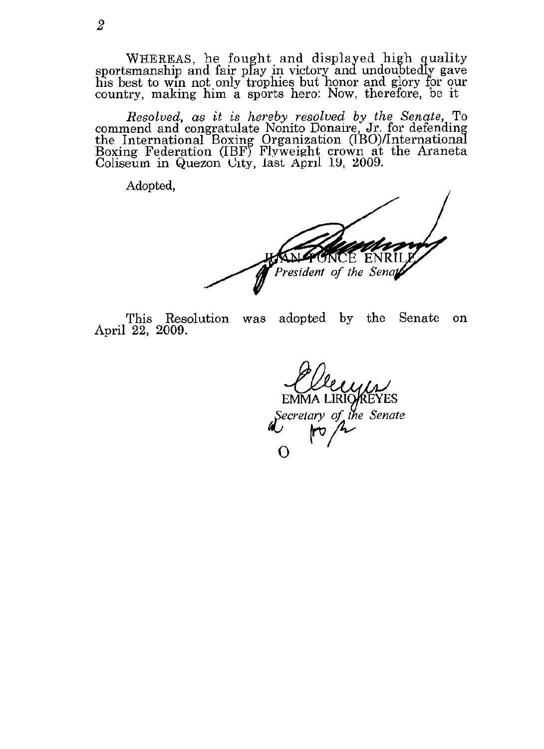WHEREAS, he fought and displayed high quality sportsmanship and fair play in victory and undoubtedly gave his best to win not only trophies but honor and glory for our country, making him a sports hero: Now, therefore, be it

*Resolved, as it is hereby resolved by the Senate,* To commend and congratulate Nonito Donaire, Jr. for defending the International Boxing Organization (IBO)/International Boxing Federation (IBF) Flyweight crown at the Araneta Coliseum in Quezon City, last April 19, 2009.

Adopted,

JUAN PONCE ENRILE
*President of the Senate*

This Resolution was adopted by the Senate on April 22, 2009.

EMMA LIRIO-REYES
*Secretary of the Senate*

O